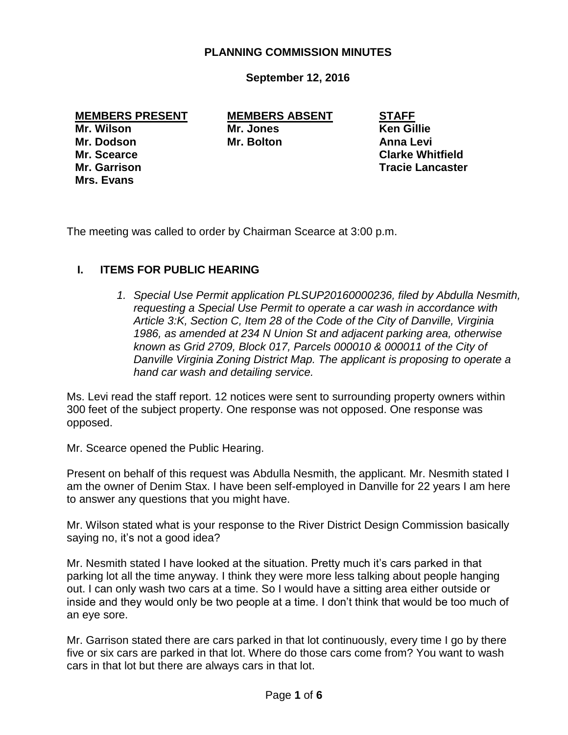# PLANNING COMMISSION MINUTES

**September 12, 2016**

| MEMBERS PRESENT | MEMBERS ABSENT | STAFF |
|---|---|---|
| Mr. Wilson | Mr. Jones | Ken Gillie |
| Mr. Dodson | Mr. Bolton | Anna Levi |
| Mr. Scearce | | Clarke Whitfield |
| Mr. Garrison | | Tracie Lancaster |
| Mrs. Evans | | |

The meeting was called to order by Chairman Scearce at 3:00 p.m.

## I. ITEMS FOR PUBLIC HEARING

1. *Special Use Permit application PLSUP20160000236, filed by Abdulla Nesmith, requesting a Special Use Permit to operate a car wash in accordance with Article 3:K, Section C, Item 28 of the Code of the City of Danville, Virginia 1986, as amended at 234 N Union St and adjacent parking area, otherwise known as Grid 2709, Block 017, Parcels 000010 & 000011 of the City of Danville Virginia Zoning District Map. The applicant is proposing to operate a hand car wash and detailing service.*

Ms. Levi read the staff report. 12 notices were sent to surrounding property owners within 300 feet of the subject property. One response was not opposed. One response was opposed.

Mr. Scearce opened the Public Hearing.

Present on behalf of this request was Abdulla Nesmith, the applicant. Mr. Nesmith stated I am the owner of Denim Stax. I have been self-employed in Danville for 22 years I am here to answer any questions that you might have.

Mr. Wilson stated what is your response to the River District Design Commission basically saying no, it's not a good idea?

Mr. Nesmith stated I have looked at the situation. Pretty much it's cars parked in that parking lot all the time anyway. I think they were more less talking about people hanging out. I can only wash two cars at a time. So I would have a sitting area either outside or inside and they would only be two people at a time. I don't think that would be too much of an eye sore.

Mr. Garrison stated there are cars parked in that lot continuously, every time I go by there five or six cars are parked in that lot. Where do those cars come from? You want to wash cars in that lot but there are always cars in that lot.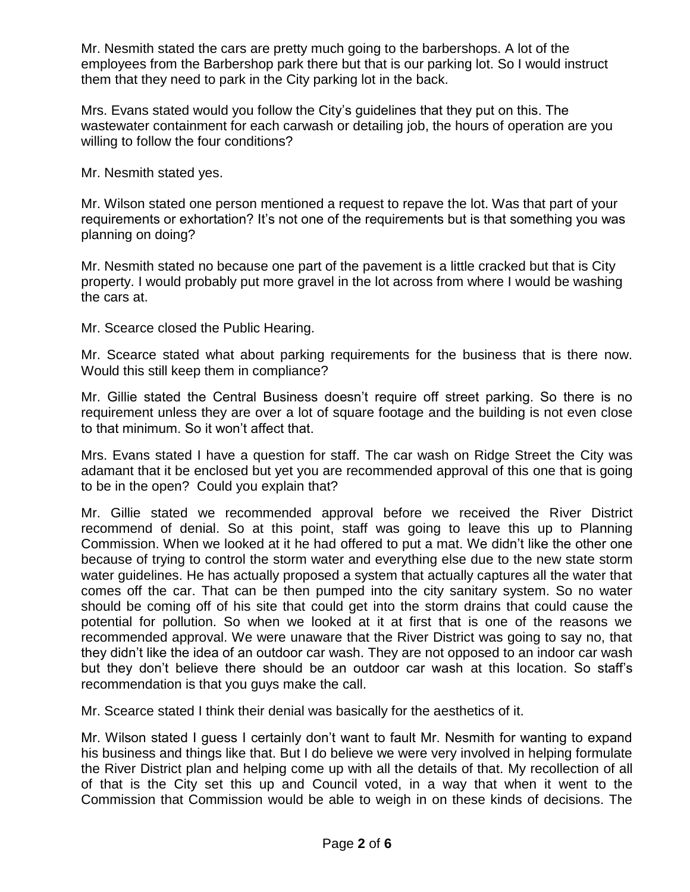Mr. Nesmith stated the cars are pretty much going to the barbershops. A lot of the employees from the Barbershop park there but that is our parking lot. So I would instruct them that they need to park in the City parking lot in the back.

Mrs. Evans stated would you follow the City's guidelines that they put on this. The wastewater containment for each carwash or detailing job, the hours of operation are you willing to follow the four conditions?

Mr. Nesmith stated yes.

Mr. Wilson stated one person mentioned a request to repave the lot. Was that part of your requirements or exhortation? It's not one of the requirements but is that something you was planning on doing?

Mr. Nesmith stated no because one part of the pavement is a little cracked but that is City property. I would probably put more gravel in the lot across from where I would be washing the cars at.

Mr. Scearce closed the Public Hearing.

Mr. Scearce stated what about parking requirements for the business that is there now. Would this still keep them in compliance?

Mr. Gillie stated the Central Business doesn't require off street parking. So there is no requirement unless they are over a lot of square footage and the building is not even close to that minimum. So it won't affect that.

Mrs. Evans stated I have a question for staff. The car wash on Ridge Street the City was adamant that it be enclosed but yet you are recommended approval of this one that is going to be in the open? Could you explain that?

Mr. Gillie stated we recommended approval before we received the River District recommend of denial. So at this point, staff was going to leave this up to Planning Commission. When we looked at it he had offered to put a mat. We didn't like the other one because of trying to control the storm water and everything else due to the new state storm water guidelines. He has actually proposed a system that actually captures all the water that comes off the car. That can be then pumped into the city sanitary system. So no water should be coming off of his site that could get into the storm drains that could cause the potential for pollution. So when we looked at it at first that is one of the reasons we recommended approval. We were unaware that the River District was going to say no, that they didn't like the idea of an outdoor car wash. They are not opposed to an indoor car wash but they don't believe there should be an outdoor car wash at this location. So staff's recommendation is that you guys make the call.

Mr. Scearce stated I think their denial was basically for the aesthetics of it.

Mr. Wilson stated I guess I certainly don't want to fault Mr. Nesmith for wanting to expand his business and things like that. But I do believe we were very involved in helping formulate the River District plan and helping come up with all the details of that. My recollection of all of that is the City set this up and Council voted, in a way that when it went to the Commission that Commission would be able to weigh in on these kinds of decisions. The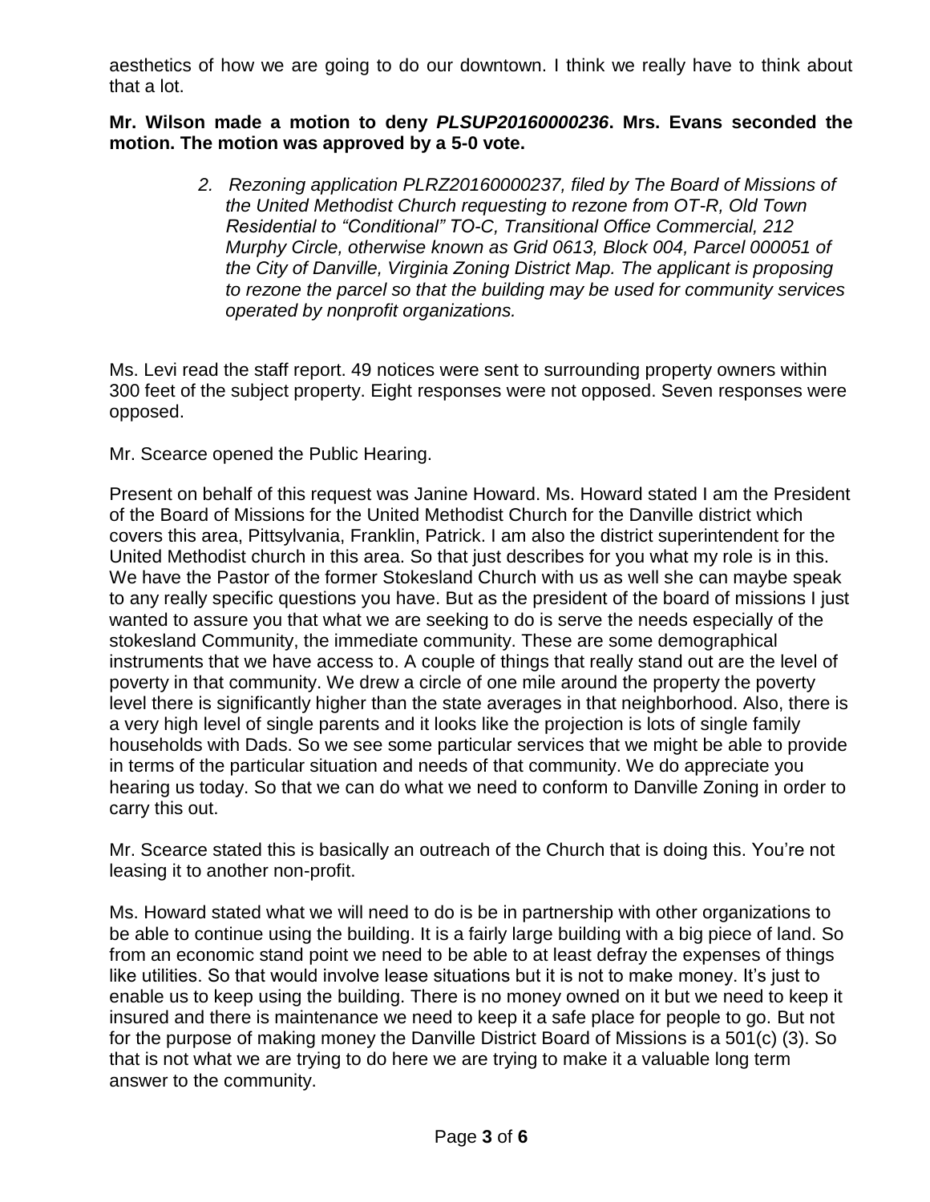aesthetics of how we are going to do our downtown. I think we really have to think about that a lot.

**Mr. Wilson made a motion to deny *PLSUP20160000236*. Mrs. Evans seconded the motion. The motion was approved by a 5-0 vote.**

> *2. Rezoning application PLRZ20160000237, filed by The Board of Missions of the United Methodist Church requesting to rezone from OT-R, Old Town Residential to "Conditional" TO-C, Transitional Office Commercial, 212 Murphy Circle, otherwise known as Grid 0613, Block 004, Parcel 000051 of the City of Danville, Virginia Zoning District Map. The applicant is proposing to rezone the parcel so that the building may be used for community services operated by nonprofit organizations.*

Ms. Levi read the staff report. 49 notices were sent to surrounding property owners within 300 feet of the subject property. Eight responses were not opposed. Seven responses were opposed.

Mr. Scearce opened the Public Hearing.

Present on behalf of this request was Janine Howard. Ms. Howard stated I am the President of the Board of Missions for the United Methodist Church for the Danville district which covers this area, Pittsylvania, Franklin, Patrick. I am also the district superintendent for the United Methodist church in this area. So that just describes for you what my role is in this. We have the Pastor of the former Stokesland Church with us as well she can maybe speak to any really specific questions you have. But as the president of the board of missions I just wanted to assure you that what we are seeking to do is serve the needs especially of the stokesland Community, the immediate community. These are some demographical instruments that we have access to. A couple of things that really stand out are the level of poverty in that community. We drew a circle of one mile around the property the poverty level there is significantly higher than the state averages in that neighborhood. Also, there is a very high level of single parents and it looks like the projection is lots of single family households with Dads. So we see some particular services that we might be able to provide in terms of the particular situation and needs of that community. We do appreciate you hearing us today. So that we can do what we need to conform to Danville Zoning in order to carry this out.

Mr. Scearce stated this is basically an outreach of the Church that is doing this. You're not leasing it to another non-profit.

Ms. Howard stated what we will need to do is be in partnership with other organizations to be able to continue using the building. It is a fairly large building with a big piece of land. So from an economic stand point we need to be able to at least defray the expenses of things like utilities. So that would involve lease situations but it is not to make money. It's just to enable us to keep using the building. There is no money owned on it but we need to keep it insured and there is maintenance we need to keep it a safe place for people to go. But not for the purpose of making money the Danville District Board of Missions is a 501(c) (3). So that is not what we are trying to do here we are trying to make it a valuable long term answer to the community.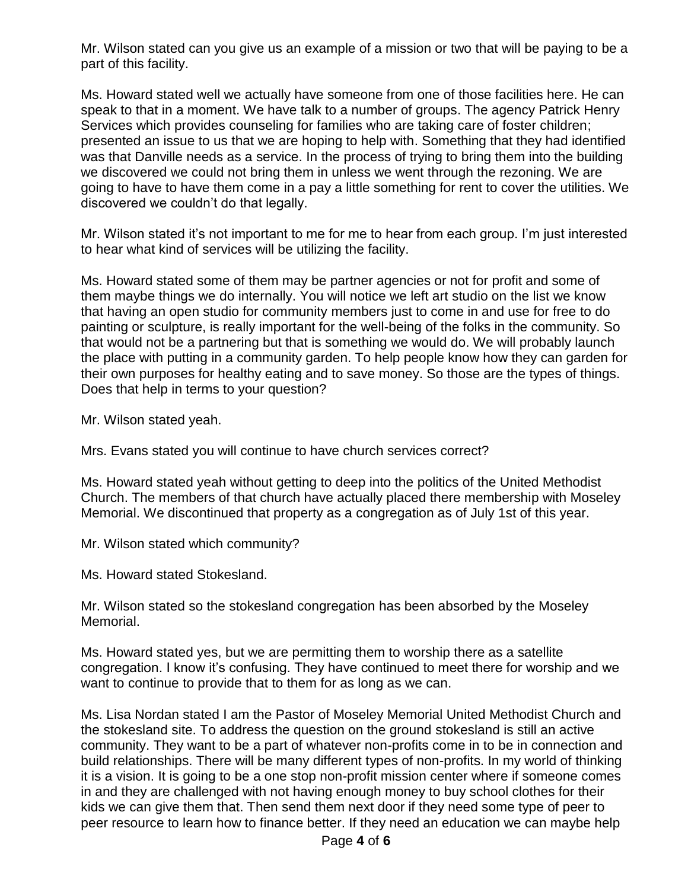Mr. Wilson stated can you give us an example of a mission or two that will be paying to be a part of this facility.

Ms. Howard stated well we actually have someone from one of those facilities here. He can speak to that in a moment. We have talk to a number of groups. The agency Patrick Henry Services which provides counseling for families who are taking care of foster children; presented an issue to us that we are hoping to help with. Something that they had identified was that Danville needs as a service. In the process of trying to bring them into the building we discovered we could not bring them in unless we went through the rezoning. We are going to have to have them come in a pay a little something for rent to cover the utilities. We discovered we couldn't do that legally.

Mr. Wilson stated it's not important to me for me to hear from each group. I'm just interested to hear what kind of services will be utilizing the facility.

Ms. Howard stated some of them may be partner agencies or not for profit and some of them maybe things we do internally. You will notice we left art studio on the list we know that having an open studio for community members just to come in and use for free to do painting or sculpture, is really important for the well-being of the folks in the community. So that would not be a partnering but that is something we would do. We will probably launch the place with putting in a community garden. To help people know how they can garden for their own purposes for healthy eating and to save money. So those are the types of things. Does that help in terms to your question?

Mr. Wilson stated yeah.

Mrs. Evans stated you will continue to have church services correct?

Ms. Howard stated yeah without getting to deep into the politics of the United Methodist Church. The members of that church have actually placed there membership with Moseley Memorial. We discontinued that property as a congregation as of July 1st of this year.

Mr. Wilson stated which community?

Ms. Howard stated Stokesland.

Mr. Wilson stated so the stokesland congregation has been absorbed by the Moseley Memorial.

Ms. Howard stated yes, but we are permitting them to worship there as a satellite congregation. I know it's confusing. They have continued to meet there for worship and we want to continue to provide that to them for as long as we can.

Ms. Lisa Nordan stated I am the Pastor of Moseley Memorial United Methodist Church and the stokesland site. To address the question on the ground stokesland is still an active community. They want to be a part of whatever non-profits come in to be in connection and build relationships. There will be many different types of non-profits. In my world of thinking it is a vision. It is going to be a one stop non-profit mission center where if someone comes in and they are challenged with not having enough money to buy school clothes for their kids we can give them that. Then send them next door if they need some type of peer to peer resource to learn how to finance better. If they need an education we can maybe help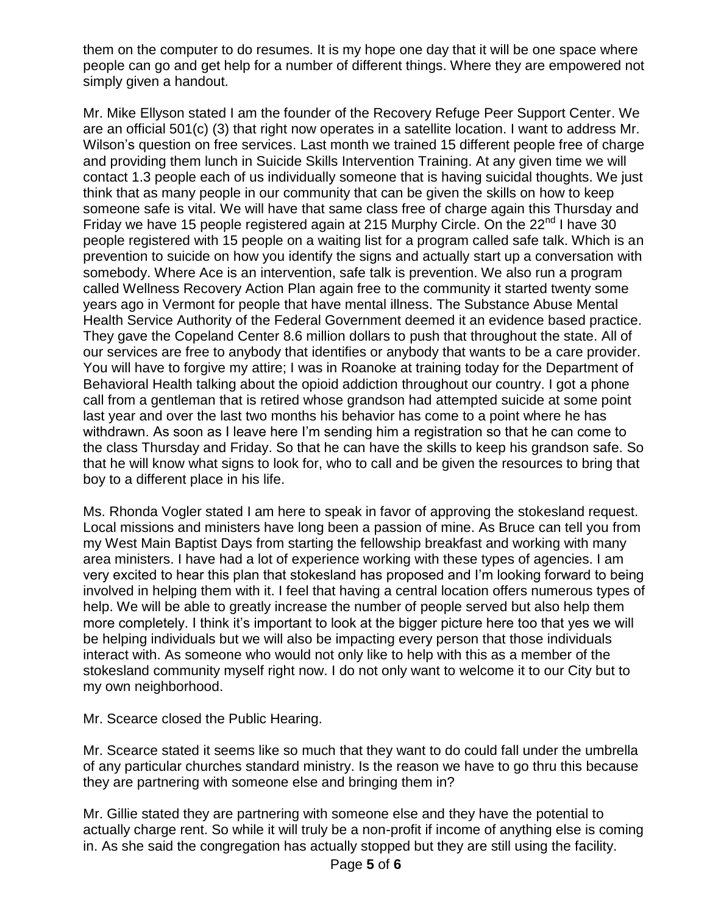them on the computer to do resumes. It is my hope one day that it will be one space where people can go and get help for a number of different things. Where they are empowered not simply given a handout.

Mr. Mike Ellyson stated I am the founder of the Recovery Refuge Peer Support Center. We are an official 501(c) (3) that right now operates in a satellite location. I want to address Mr. Wilson's question on free services. Last month we trained 15 different people free of charge and providing them lunch in Suicide Skills Intervention Training. At any given time we will contact 1.3 people each of us individually someone that is having suicidal thoughts. We just think that as many people in our community that can be given the skills on how to keep someone safe is vital. We will have that same class free of charge again this Thursday and Friday we have 15 people registered again at 215 Murphy Circle. On the 22nd I have 30 people registered with 15 people on a waiting list for a program called safe talk. Which is an prevention to suicide on how you identify the signs and actually start up a conversation with somebody. Where Ace is an intervention, safe talk is prevention. We also run a program called Wellness Recovery Action Plan again free to the community it started twenty some years ago in Vermont for people that have mental illness. The Substance Abuse Mental Health Service Authority of the Federal Government deemed it an evidence based practice. They gave the Copeland Center 8.6 million dollars to push that throughout the state. All of our services are free to anybody that identifies or anybody that wants to be a care provider. You will have to forgive my attire; I was in Roanoke at training today for the Department of Behavioral Health talking about the opioid addiction throughout our country. I got a phone call from a gentleman that is retired whose grandson had attempted suicide at some point last year and over the last two months his behavior has come to a point where he has withdrawn. As soon as I leave here I'm sending him a registration so that he can come to the class Thursday and Friday. So that he can have the skills to keep his grandson safe. So that he will know what signs to look for, who to call and be given the resources to bring that boy to a different place in his life.

Ms. Rhonda Vogler stated I am here to speak in favor of approving the stokesland request. Local missions and ministers have long been a passion of mine. As Bruce can tell you from my West Main Baptist Days from starting the fellowship breakfast and working with many area ministers. I have had a lot of experience working with these types of agencies. I am very excited to hear this plan that stokesland has proposed and I'm looking forward to being involved in helping them with it. I feel that having a central location offers numerous types of help. We will be able to greatly increase the number of people served but also help them more completely. I think it's important to look at the bigger picture here too that yes we will be helping individuals but we will also be impacting every person that those individuals interact with. As someone who would not only like to help with this as a member of the stokesland community myself right now. I do not only want to welcome it to our City but to my own neighborhood.

Mr. Scearce closed the Public Hearing.

Mr. Scearce stated it seems like so much that they want to do could fall under the umbrella of any particular churches standard ministry. Is the reason we have to go thru this because they are partnering with someone else and bringing them in?

Mr. Gillie stated they are partnering with someone else and they have the potential to actually charge rent. So while it will truly be a non-profit if income of anything else is coming in. As she said the congregation has actually stopped but they are still using the facility.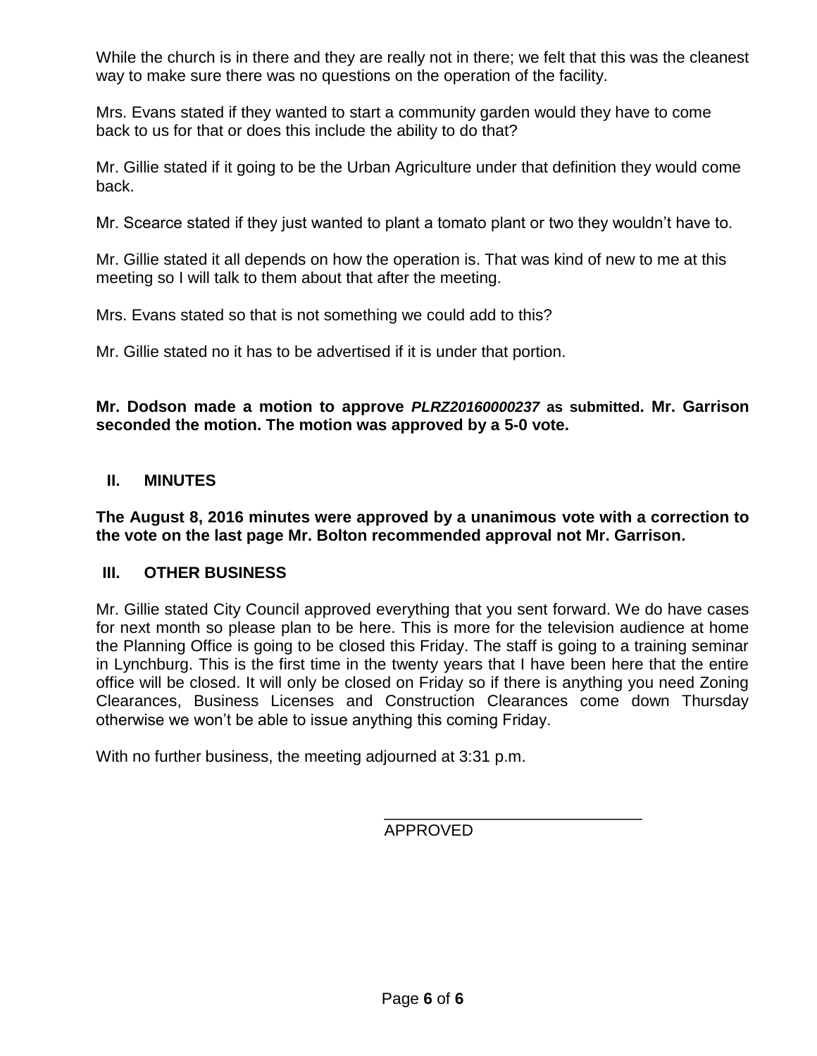While the church is in there and they are really not in there; we felt that this was the cleanest way to make sure there was no questions on the operation of the facility.

Mrs. Evans stated if they wanted to start a community garden would they have to come back to us for that or does this include the ability to do that?

Mr. Gillie stated if it going to be the Urban Agriculture under that definition they would come back.

Mr. Scearce stated if they just wanted to plant a tomato plant or two they wouldn't have to.

Mr. Gillie stated it all depends on how the operation is. That was kind of new to me at this meeting so I will talk to them about that after the meeting.

Mrs. Evans stated so that is not something we could add to this?

Mr. Gillie stated no it has to be advertised if it is under that portion.

**Mr. Dodson made a motion to approve *PLRZ20160000237* as submitted. Mr. Garrison seconded the motion. The motion was approved by a 5-0 vote.**

## II. MINUTES

**The August 8, 2016 minutes were approved by a unanimous vote with a correction to the vote on the last page Mr. Bolton recommended approval not Mr. Garrison.**

## III. OTHER BUSINESS

Mr. Gillie stated City Council approved everything that you sent forward. We do have cases for next month so please plan to be here. This is more for the television audience at home the Planning Office is going to be closed this Friday. The staff is going to a training seminar in Lynchburg. This is the first time in the twenty years that I have been here that the entire office will be closed. It will only be closed on Friday so if there is anything you need Zoning Clearances, Business Licenses and Construction Clearances come down Thursday otherwise we won't be able to issue anything this coming Friday.

With no further business, the meeting adjourned at 3:31 p.m.

\_\_\_\_\_\_\_\_\_\_\_\_\_\_\_\_\_\_\_\_\_\_\_\_\_\_\_\_\_\_

APPROVED